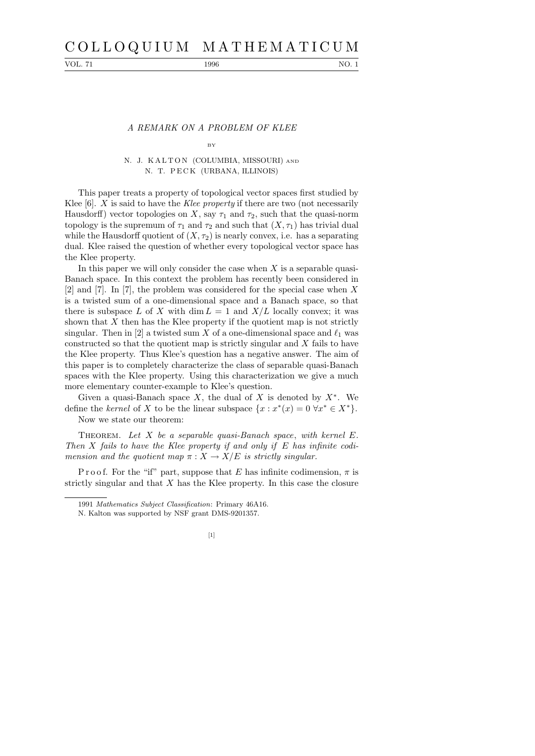# A REMARK ON A PROBLEM OF KLEE

BY

N. J. KALTON (COLUMBIA, MISSOURI) AND
N. T. PECK (URBANA, ILLINOIS)

This paper treats a property of topological vector spaces first studied by Klee [6]. $X$ is said to have the *Klee property* if there are two (not necessarily Hausdorff) vector topologies on $X$, say $\tau_1$ and $\tau_2$, such that the quasi-norm topology is the supremum of $\tau_1$ and $\tau_2$ and such that $(X, \tau_1)$ has trivial dual while the Hausdorff quotient of $(X, \tau_2)$ is nearly convex, i.e. has a separating dual. Klee raised the question of whether every topological vector space has the Klee property.

In this paper we will only consider the case when $X$ is a separable quasi-Banach space. In this context the problem has recently been considered in [2] and [7]. In [7], the problem was considered for the special case when $X$ is a twisted sum of a one-dimensional space and a Banach space, so that there is subspace $L$ of $X$ with $\dim L = 1$ and $X/L$ locally convex; it was shown that $X$ then has the Klee property if the quotient map is not strictly singular. Then in [2] a twisted sum $X$ of a one-dimensional space and $\ell_1$ was constructed so that the quotient map is strictly singular and $X$ fails to have the Klee property. Thus Klee's question has a negative answer. The aim of this paper is to completely characterize the class of separable quasi-Banach spaces with the Klee property. Using this characterization we give a much more elementary counter-example to Klee's question.

Given a quasi-Banach space $X$, the dual of $X$ is denoted by $X^*$. We define the *kernel* of $X$ to be the linear subspace $\{x : x^*(x) = 0 \ \forall x^* \in X^*\}$.

Now we state our theorem:

THEOREM. *Let $X$ be a separable quasi-Banach space, with kernel $E$. Then $X$ fails to have the Klee property if and only if $E$ has infinite codimension and the quotient map $\pi : X \to X/E$ is strictly singular.*

Proof. For the "if" part, suppose that $E$ has infinite codimension, $\pi$ is strictly singular and that $X$ has the Klee property. In this case the closure

---

1991 *Mathematics Subject Classification*: Primary 46A16.

N. Kalton was supported by NSF grant DMS-9201357.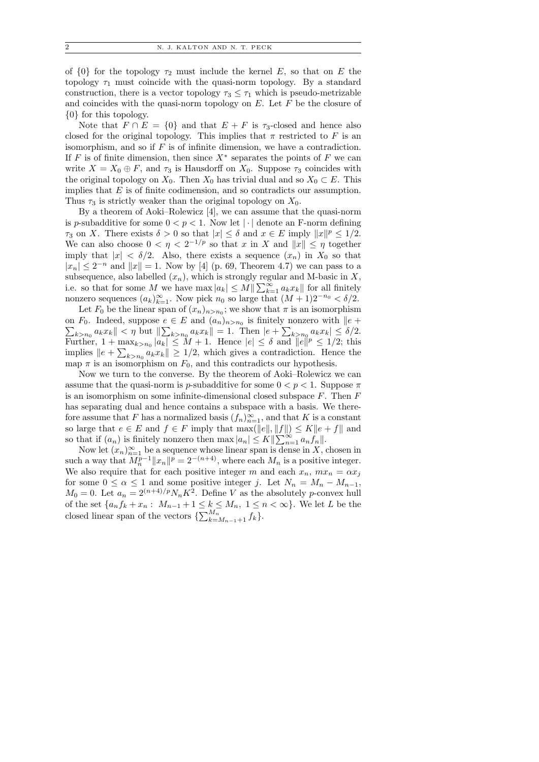of $\{0\}$ for the topology $\tau_2$ must include the kernel $E$, so that on $E$ the topology $\tau_1$ must coincide with the quasi-norm topology. By a standard construction, there is a vector topology $\tau_3 \leq \tau_1$ which is pseudo-metrizable and coincides with the quasi-norm topology on $E$. Let $F$ be the closure of $\{0\}$ for this topology.

Note that $F \cap E = \{0\}$ and that $E + F$ is $\tau_3$-closed and hence also closed for the original topology. This implies that $\pi$ restricted to $F$ is an isomorphism, and so if $F$ is of infinite dimension, we have a contradiction. If $F$ is of finite dimension, then since $X^*$ separates the points of $F$ we can write $X = X_0 \oplus F$, and $\tau_3$ is Hausdorff on $X_0$. Suppose $\tau_3$ coincides with the original topology on $X_0$. Then $X_0$ has trivial dual and so $X_0 \subset E$. This implies that $E$ is of finite codimension, and so contradicts our assumption. Thus $\tau_3$ is strictly weaker than the original topology on $X_0$.

By a theorem of Aoki–Rolewicz [4], we can assume that the quasi-norm is $p$-subadditive for some $0 < p < 1$. Now let $|\cdot|$ denote an F-norm defining $\tau_3$ on $X$. There exists $\delta > 0$ so that $|x| \leq \delta$ and $x \in E$ imply $\|x\|^p \leq 1/2$. We can also choose $0 < \eta < 2^{-1/p}$ so that $x$ in $X$ and $\|x\| \leq \eta$ together imply that $|x| < \delta/2$. Also, there exists a sequence $(x_n)$ in $X_0$ so that $|x_n| \leq 2^{-n}$ and $\|x\| = 1$. Now by [4] (p. 69, Theorem 4.7) we can pass to a subsequence, also labelled $(x_n)$, which is strongly regular and M-basic in $X$, i.e. so that for some $M$ we have $\max |a_k| \leq M \|\sum_{k=1}^{\infty} a_k x_k\|$ for all finitely nonzero sequences $(a_k)_{k=1}^{\infty}$. Now pick $n_0$ so large that $(M+1)2^{-n_0} < \delta/2$.

Let $F_0$ be the linear span of $(x_n)_{n>n_0}$; we show that $\pi$ is an isomorphism on $F_0$. Indeed, suppose $e \in E$ and $(a_n)_{n>n_0}$ is finitely nonzero with $\|e + \sum_{k>n_0} a_k x_k\| < \eta$ but $\|\sum_{k>n_0} a_k x_k\| = 1$. Then $|e + \sum_{k>n_0} a_k x_k| \leq \delta/2$. Further, $1 + \max_{k>n_0} |a_k| \leq M + 1$. Hence $|e| \leq \delta$ and $\|e\|^p \leq 1/2$; this implies $\|e + \sum_{k>n_0} a_k x_k\| \geq 1/2$, which gives a contradiction. Hence the map $\pi$ is an isomorphism on $F_0$, and this contradicts our hypothesis.

Now we turn to the converse. By the theorem of Aoki–Rolewicz we can assume that the quasi-norm is $p$-subadditive for some $0 < p < 1$. Suppose $\pi$ is an isomorphism on some infinite-dimensional closed subspace $F$. Then $F$ has separating dual and hence contains a subspace with a basis. We therefore assume that $F$ has a normalized basis $(f_n)_{n=1}^{\infty}$, and that $K$ is a constant so large that $e \in E$ and $f \in F$ imply that $\max(\|e\|, \|f\|) \leq K\|e + f\|$ and so that if $(a_n)$ is finitely nonzero then $\max |a_n| \leq K\|\sum_{n=1}^{\infty} a_n f_n\|$.

Now let $(x_n)_{n=1}^{\infty}$ be a sequence whose linear span is dense in $X$, chosen in such a way that $M_n^{p-1}\|x_n\|^p = 2^{-(n+4)}$, where each $M_n$ is a positive integer. We also require that for each positive integer $m$ and each $x_n$, $mx_n = \alpha x_j$ for some $0 \leq \alpha \leq 1$ and some positive integer $j$. Let $N_n = M_n - M_{n-1}$, $M_0 = 0$. Let $a_n = 2^{(n+4)/p} N_n K^2$. Define $V$ as the absolutely $p$-convex hull of the set $\{a_n f_k + x_n : \ M_{n-1} + 1 \leq k \leq M_n, \ 1 \leq n < \infty\}$. We let $L$ be the closed linear span of the vectors $\{\sum_{k=M_{n-1}+1}^{M_n} f_k\}$.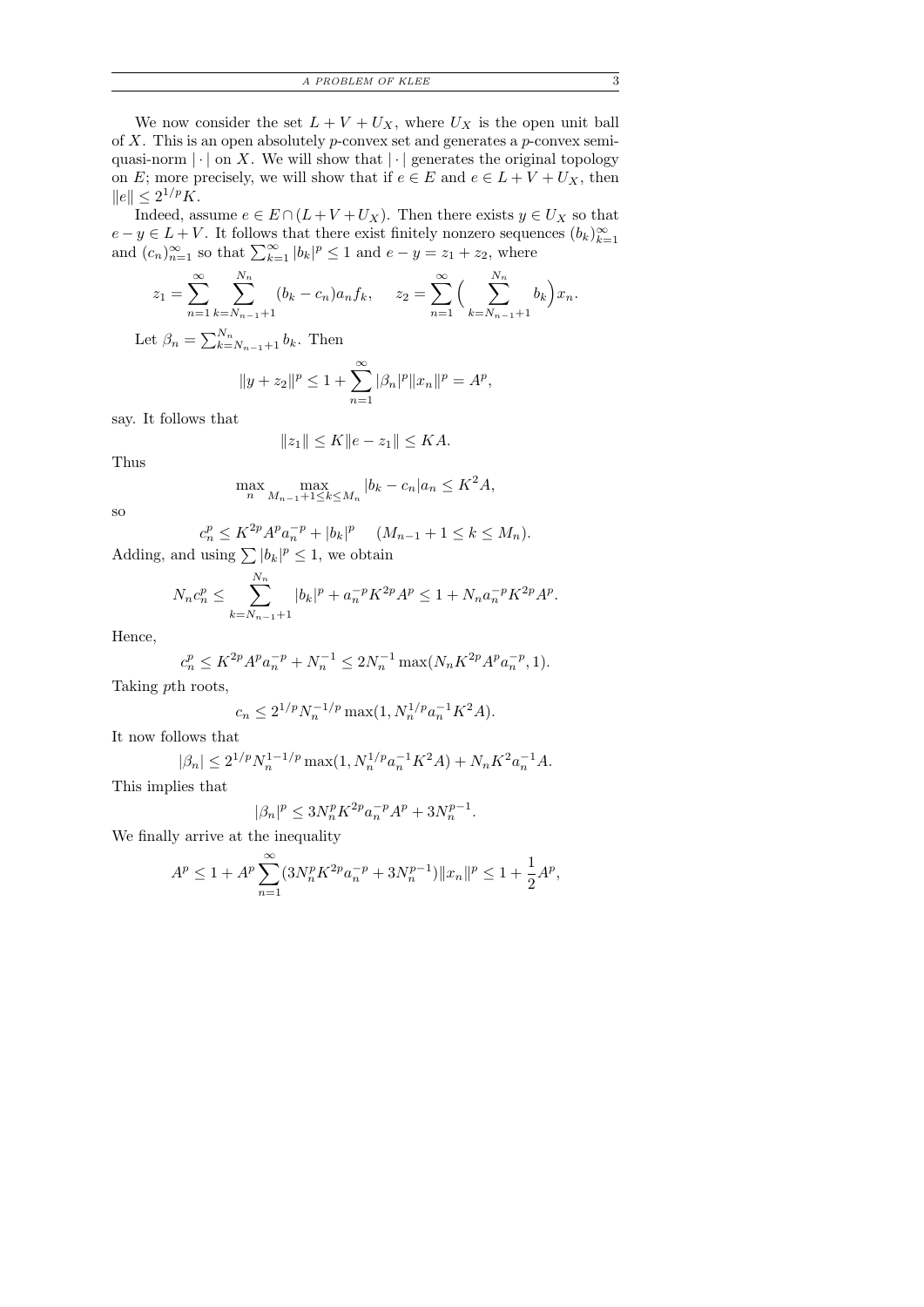We now consider the set $L + V + U_X$, where $U_X$ is the open unit ball of $X$. This is an open absolutely $p$-convex set and generates a $p$-convex semi-quasi-norm $|\cdot|$ on $X$. We will show that $|\cdot|$ generates the original topology on $E$; more precisely, we will show that if $e \in E$ and $e \in L + V + U_X$, then $\|e\| \le 2^{1/p}K$.

Indeed, assume $e \in E \cap (L + V + U_X)$. Then there exists $y \in U_X$ so that $e - y \in L + V$. It follows that there exist finitely nonzero sequences $(b_k)_{k=1}^\infty$ and $(c_n)_{n=1}^\infty$ so that $\sum_{k=1}^\infty |b_k|^p \le 1$ and $e - y = z_1 + z_2$, where

$$z_1 = \sum_{n=1}^\infty \sum_{k=N_{n-1}+1}^{N_n} (b_k - c_n) a_n f_k, \qquad z_2 = \sum_{n=1}^\infty \Big( \sum_{k=N_{n-1}+1}^{N_n} b_k \Big) x_n.$$

Let $\beta_n = \sum_{k=N_{n-1}+1}^{N_n} b_k$. Then

$$\|y + z_2\|^p \le 1 + \sum_{n=1}^\infty |\beta_n|^p \|x_n\|^p = A^p,$$

say. It follows that

$$\|z_1\| \le K\|e - z_1\| \le KA.$$

Thus

$$\max_n \max_{M_{n-1}+1 \le k \le M_n} |b_k - c_n| a_n \le K^2 A,$$

so

$$c_n^p \le K^{2p} A^p a_n^{-p} + |b_k|^p \qquad (M_{n-1} + 1 \le k \le M_n).$$

Adding, and using $\sum |b_k|^p \le 1$, we obtain

$$N_n c_n^p \le \sum_{k=N_{n-1}+1}^{N_n} |b_k|^p + a_n^{-p} K^{2p} A^p \le 1 + N_n a_n^{-p} K^{2p} A^p.$$

Hence,

$$c_n^p \le K^{2p} A^p a_n^{-p} + N_n^{-1} \le 2N_n^{-1} \max(N_n K^{2p} A^p a_n^{-p}, 1).$$

Taking $p$th roots,

$$c_n \le 2^{1/p} N_n^{-1/p} \max(1, N_n^{1/p} a_n^{-1} K^2 A).$$

It now follows that

$$|\beta_n| \le 2^{1/p} N_n^{1-1/p} \max(1, N_n^{1/p} a_n^{-1} K^2 A) + N_n K^2 a_n^{-1} A.$$

This implies that

$$|\beta_n|^p \le 3N_n^p K^{2p} a_n^{-p} A^p + 3N_n^{p-1}.$$

We finally arrive at the inequality

$$A^p \le 1 + A^p \sum_{n=1}^\infty (3N_n^p K^{2p} a_n^{-p} + 3N_n^{p-1}) \|x_n\|^p \le 1 + \frac{1}{2} A^p,$$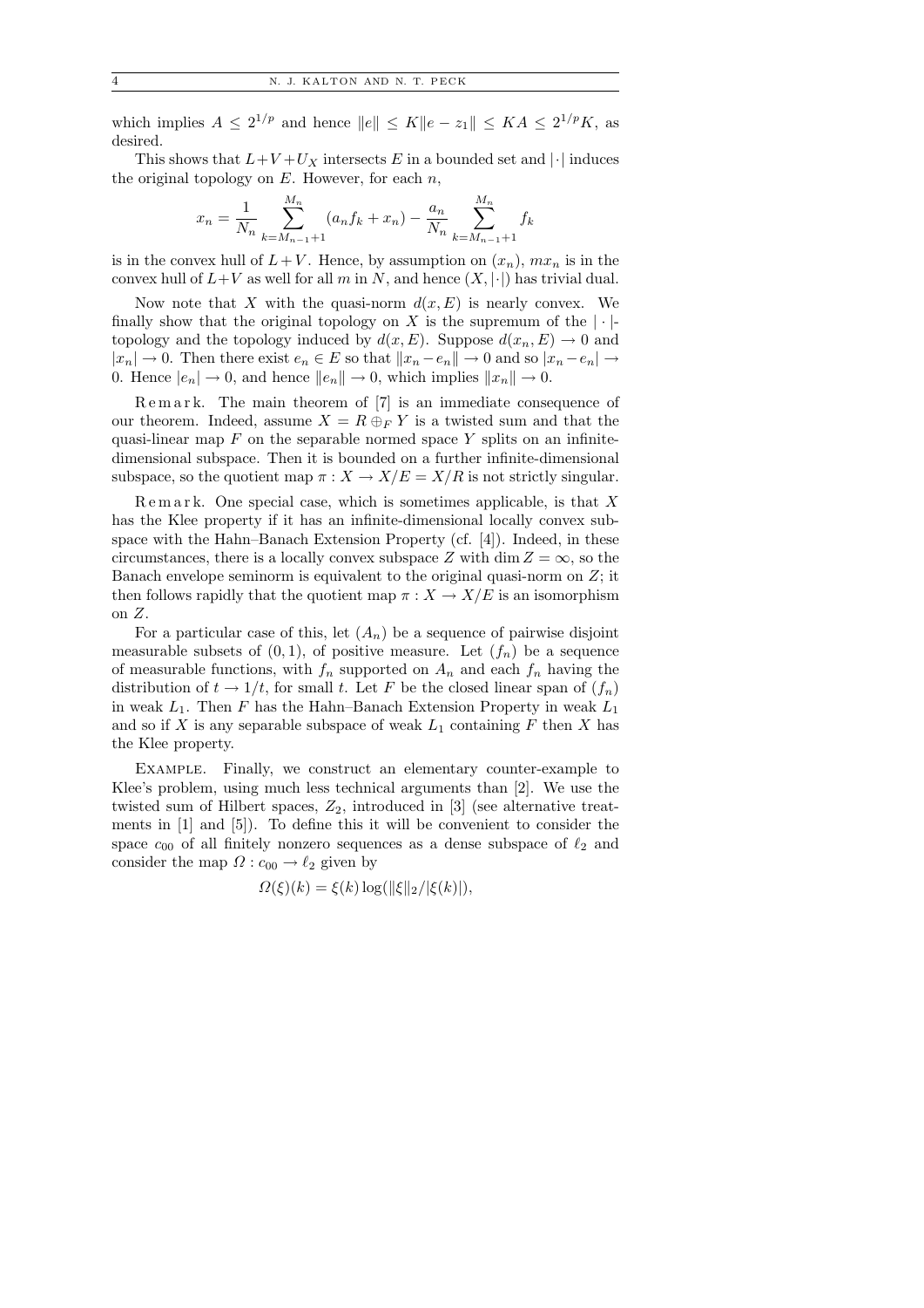which implies $A \le 2^{1/p}$ and hence $\|e\| \le K\|e - z_1\| \le KA \le 2^{1/p}K$, as desired.

This shows that $L+V+U_X$ intersects $E$ in a bounded set and $|\cdot|$ induces the original topology on $E$. However, for each $n$,

$$x_n = \frac{1}{N_n}\sum_{k=M_{n-1}+1}^{M_n}(a_n f_k + x_n) - \frac{a_n}{N_n}\sum_{k=M_{n-1}+1}^{M_n} f_k$$

is in the convex hull of $L+V$. Hence, by assumption on $(x_n)$, $mx_n$ is in the convex hull of $L+V$ as well for all $m$ in $N$, and hence $(X, |\cdot|)$ has trivial dual.

Now note that $X$ with the quasi-norm $d(x, E)$ is nearly convex. We finally show that the original topology on $X$ is the supremum of the $|\cdot|$-topology and the topology induced by $d(x, E)$. Suppose $d(x_n, E) \to 0$ and $|x_n| \to 0$. Then there exist $e_n \in E$ so that $\|x_n - e_n\| \to 0$ and so $|x_n - e_n| \to 0$. Hence $|e_n| \to 0$, and hence $\|e_n\| \to 0$, which implies $\|x_n\| \to 0$.

Remark. The main theorem of [7] is an immediate consequence of our theorem. Indeed, assume $X = R \oplus_F Y$ is a twisted sum and that the quasi-linear map $F$ on the separable normed space $Y$ splits on an infinite-dimensional subspace. Then it is bounded on a further infinite-dimensional subspace, so the quotient map $\pi : X \to X/E = X/R$ is not strictly singular.

Remark. One special case, which is sometimes applicable, is that $X$ has the Klee property if it has an infinite-dimensional locally convex subspace with the Hahn–Banach Extension Property (cf. [4]). Indeed, in these circumstances, there is a locally convex subspace $Z$ with $\dim Z = \infty$, so the Banach envelope seminorm is equivalent to the original quasi-norm on $Z$; it then follows rapidly that the quotient map $\pi : X \to X/E$ is an isomorphism on $Z$.

For a particular case of this, let $(A_n)$ be a sequence of pairwise disjoint measurable subsets of $(0, 1)$, of positive measure. Let $(f_n)$ be a sequence of measurable functions, with $f_n$ supported on $A_n$ and each $f_n$ having the distribution of $t \to 1/t$, for small $t$. Let $F$ be the closed linear span of $(f_n)$ in weak $L_1$. Then $F$ has the Hahn–Banach Extension Property in weak $L_1$ and so if $X$ is any separable subspace of weak $L_1$ containing $F$ then $X$ has the Klee property.

Example. Finally, we construct an elementary counter-example to Klee's problem, using much less technical arguments than [2]. We use the twisted sum of Hilbert spaces, $Z_2$, introduced in [3] (see alternative treatments in [1] and [5]). To define this it will be convenient to consider the space $c_{00}$ of all finitely nonzero sequences as a dense subspace of $\ell_2$ and consider the map $\Omega : c_{00} \to \ell_2$ given by

$$\Omega(\xi)(k) = \xi(k)\log(\|\xi\|_2/|\xi(k)|),$$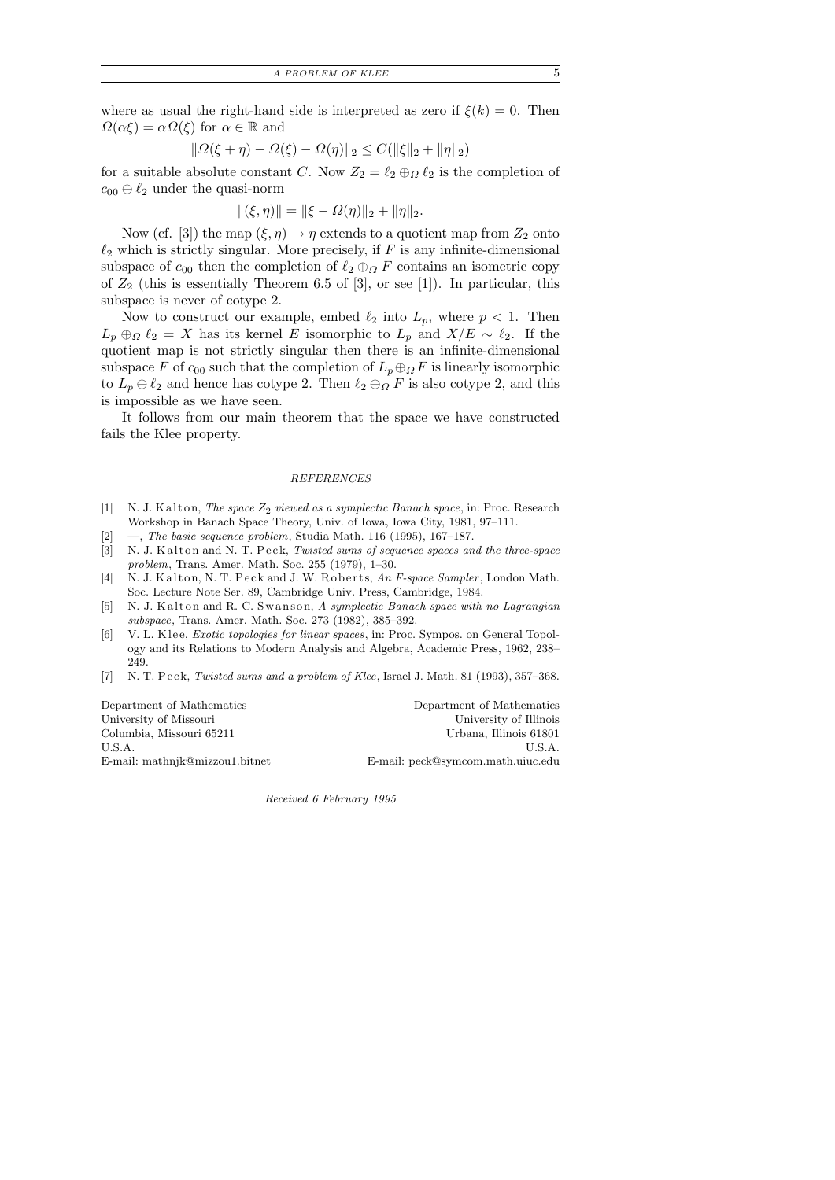where as usual the right-hand side is interpreted as zero if $\xi(k) = 0$. Then $\Omega(\alpha\xi) = \alpha\Omega(\xi)$ for $\alpha \in \mathbb{R}$ and

$$\|\Omega(\xi + \eta) - \Omega(\xi) - \Omega(\eta)\|_2 \leq C(\|\xi\|_2 + \|\eta\|_2)$$

for a suitable absolute constant $C$. Now $Z_2 = \ell_2 \oplus_\Omega \ell_2$ is the completion of $c_{00} \oplus \ell_2$ under the quasi-norm

$$\|(\xi, \eta)\| = \|\xi - \Omega(\eta)\|_2 + \|\eta\|_2.$$

Now (cf. [3]) the map $(\xi, \eta) \to \eta$ extends to a quotient map from $Z_2$ onto $\ell_2$ which is strictly singular. More precisely, if $F$ is any infinite-dimensional subspace of $c_{00}$ then the completion of $\ell_2 \oplus_\Omega F$ contains an isometric copy of $Z_2$ (this is essentially Theorem 6.5 of [3], or see [1]). In particular, this subspace is never of cotype 2.

Now to construct our example, embed $\ell_2$ into $L_p$, where $p < 1$. Then $L_p \oplus_\Omega \ell_2 = X$ has its kernel $E$ isomorphic to $L_p$ and $X/E \sim \ell_2$. If the quotient map is not strictly singular then there is an infinite-dimensional subspace $F$ of $c_{00}$ such that the completion of $L_p \oplus_\Omega F$ is linearly isomorphic to $L_p \oplus \ell_2$ and hence has cotype 2. Then $\ell_2 \oplus_\Omega F$ is also cotype 2, and this is impossible as we have seen.

It follows from our main theorem that the space we have constructed fails the Klee property.

## REFERENCES

[1] N. J. Kalton, *The space $Z_2$ viewed as a symplectic Banach space*, in: Proc. Research Workshop in Banach Space Theory, Univ. of Iowa, Iowa City, 1981, 97–111.

[2] —, *The basic sequence problem*, Studia Math. 116 (1995), 167–187.

[3] N. J. Kalton and N. T. Peck, *Twisted sums of sequence spaces and the three-space problem*, Trans. Amer. Math. Soc. 255 (1979), 1–30.

[4] N. J. Kalton, N. T. Peck and J. W. Roberts, *An F-space Sampler*, London Math. Soc. Lecture Note Ser. 89, Cambridge Univ. Press, Cambridge, 1984.

[5] N. J. Kalton and R. C. Swanson, *A symplectic Banach space with no Lagrangian subspace*, Trans. Amer. Math. Soc. 273 (1982), 385–392.

[6] V. L. Klee, *Exotic topologies for linear spaces*, in: Proc. Sympos. on General Topology and its Relations to Modern Analysis and Algebra, Academic Press, 1962, 238–249.

[7] N. T. Peck, *Twisted sums and a problem of Klee*, Israel J. Math. 81 (1993), 357–368.

Department of Mathematics
University of Missouri
Columbia, Missouri 65211
U.S.A.
E-mail: mathnjk@mizzou1.bitnet

Department of Mathematics
University of Illinois
Urbana, Illinois 61801
U.S.A.
E-mail: peck@symcom.math.uiuc.edu

*Received 6 February 1995*